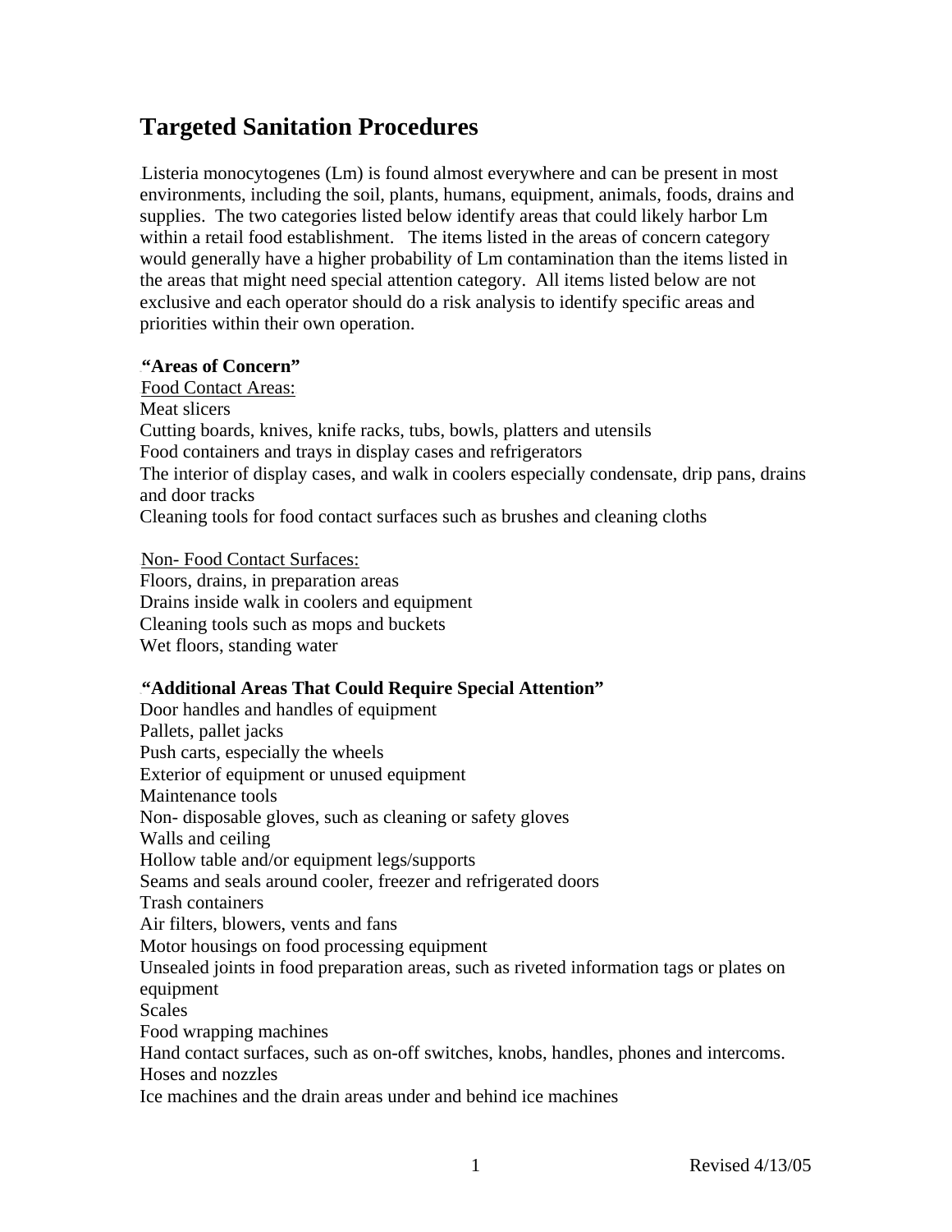# Targeted Sanitation Procedures

Listeria monocytogenes (Lm) is found almost everywhere and can be present in most environments, including the soil, plants, humans, equipment, animals, foods, drains and supplies. The two categories listed below identify areas that could likely harbor Lm within a retail food establishment. The items listed in the areas of concern category would generally have a higher probability of Lm contamination than the items listed in the areas that might need special attention category. All items listed below are not exclusive and each operator should do a risk analysis to identify specific areas and priorities within their own operation.

**"Areas of Concern"**

<u>Food Contact Areas:</u>

Meat slicers  
Cutting boards, knives, knife racks, tubs, bowls, platters and utensils  
Food containers and trays in display cases and refrigerators  
The interior of display cases, and walk in coolers especially condensate, drip pans, drains and door tracks  
Cleaning tools for food contact surfaces such as brushes and cleaning cloths

<u>Non- Food Contact Surfaces:</u>

Floors, drains, in preparation areas  
Drains inside walk in coolers and equipment  
Cleaning tools such as mops and buckets  
Wet floors, standing water

**"Additional Areas That Could Require Special Attention"**

Door handles and handles of equipment  
Pallets, pallet jacks  
Push carts, especially the wheels  
Exterior of equipment or unused equipment  
Maintenance tools  
Non- disposable gloves, such as cleaning or safety gloves  
Walls and ceiling  
Hollow table and/or equipment legs/supports  
Seams and seals around cooler, freezer and refrigerated doors  
Trash containers  
Air filters, blowers, vents and fans  
Motor housings on food processing equipment  
Unsealed joints in food preparation areas, such as riveted information tags or plates on equipment  
Scales  
Food wrapping machines  
Hand contact surfaces, such as on-off switches, knobs, handles, phones and intercoms.  
Hoses and nozzles  
Ice machines and the drain areas under and behind ice machines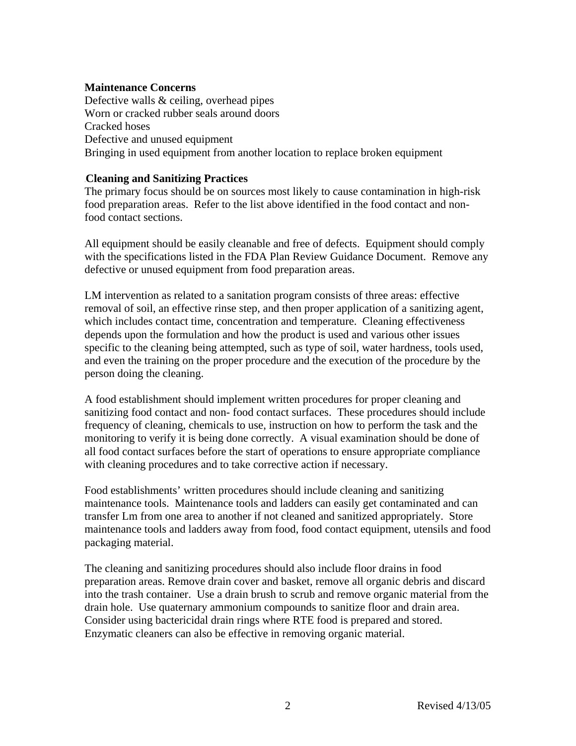**Maintenance Concerns**

Defective walls & ceiling, overhead pipes
Worn or cracked rubber seals around doors
Cracked hoses
Defective and unused equipment
Bringing in used equipment from another location to replace broken equipment

**Cleaning and Sanitizing Practices**

The primary focus should be on sources most likely to cause contamination in high-risk food preparation areas. Refer to the list above identified in the food contact and non-food contact sections.

All equipment should be easily cleanable and free of defects. Equipment should comply with the specifications listed in the FDA Plan Review Guidance Document. Remove any defective or unused equipment from food preparation areas.

LM intervention as related to a sanitation program consists of three areas: effective removal of soil, an effective rinse step, and then proper application of a sanitizing agent, which includes contact time, concentration and temperature. Cleaning effectiveness depends upon the formulation and how the product is used and various other issues specific to the cleaning being attempted, such as type of soil, water hardness, tools used, and even the training on the proper procedure and the execution of the procedure by the person doing the cleaning.

A food establishment should implement written procedures for proper cleaning and sanitizing food contact and non- food contact surfaces. These procedures should include frequency of cleaning, chemicals to use, instruction on how to perform the task and the monitoring to verify it is being done correctly. A visual examination should be done of all food contact surfaces before the start of operations to ensure appropriate compliance with cleaning procedures and to take corrective action if necessary.

Food establishments' written procedures should include cleaning and sanitizing maintenance tools. Maintenance tools and ladders can easily get contaminated and can transfer Lm from one area to another if not cleaned and sanitized appropriately. Store maintenance tools and ladders away from food, food contact equipment, utensils and food packaging material.

The cleaning and sanitizing procedures should also include floor drains in food preparation areas. Remove drain cover and basket, remove all organic debris and discard into the trash container. Use a drain brush to scrub and remove organic material from the drain hole. Use quaternary ammonium compounds to sanitize floor and drain area. Consider using bactericidal drain rings where RTE food is prepared and stored. Enzymatic cleaners can also be effective in removing organic material.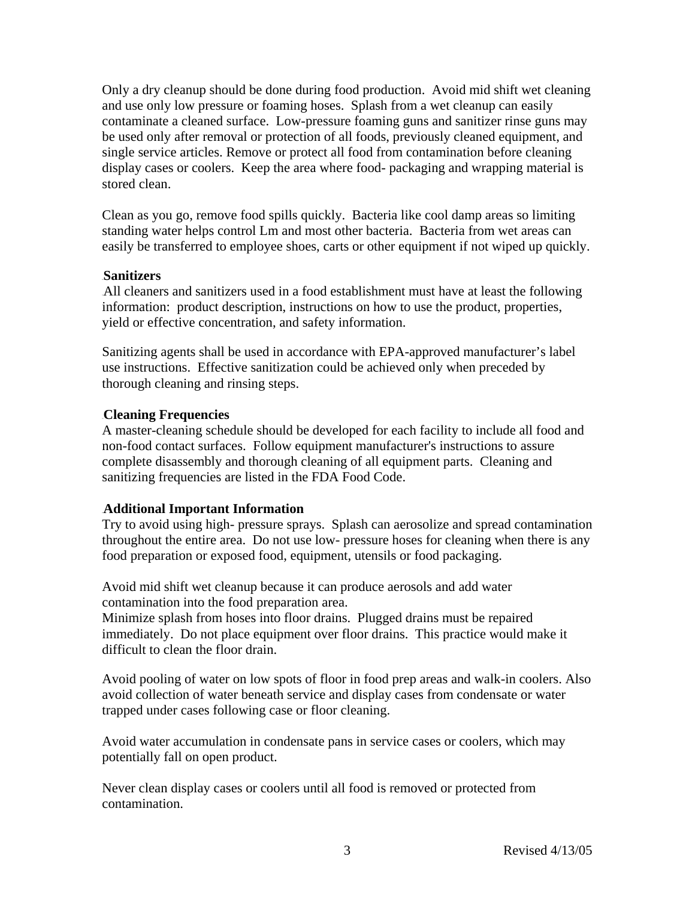Only a dry cleanup should be done during food production. Avoid mid shift wet cleaning and use only low pressure or foaming hoses. Splash from a wet cleanup can easily contaminate a cleaned surface. Low-pressure foaming guns and sanitizer rinse guns may be used only after removal or protection of all foods, previously cleaned equipment, and single service articles. Remove or protect all food from contamination before cleaning display cases or coolers. Keep the area where food- packaging and wrapping material is stored clean.

Clean as you go, remove food spills quickly. Bacteria like cool damp areas so limiting standing water helps control Lm and most other bacteria. Bacteria from wet areas can easily be transferred to employee shoes, carts or other equipment if not wiped up quickly.

**Sanitizers**

All cleaners and sanitizers used in a food establishment must have at least the following information: product description, instructions on how to use the product, properties, yield or effective concentration, and safety information.

Sanitizing agents shall be used in accordance with EPA-approved manufacturer's label use instructions. Effective sanitization could be achieved only when preceded by thorough cleaning and rinsing steps.

**Cleaning Frequencies**

A master-cleaning schedule should be developed for each facility to include all food and non-food contact surfaces. Follow equipment manufacturer's instructions to assure complete disassembly and thorough cleaning of all equipment parts. Cleaning and sanitizing frequencies are listed in the FDA Food Code.

**Additional Important Information**

Try to avoid using high- pressure sprays. Splash can aerosolize and spread contamination throughout the entire area. Do not use low- pressure hoses for cleaning when there is any food preparation or exposed food, equipment, utensils or food packaging.

Avoid mid shift wet cleanup because it can produce aerosols and add water contamination into the food preparation area.
Minimize splash from hoses into floor drains. Plugged drains must be repaired immediately. Do not place equipment over floor drains. This practice would make it difficult to clean the floor drain.

Avoid pooling of water on low spots of floor in food prep areas and walk-in coolers. Also avoid collection of water beneath service and display cases from condensate or water trapped under cases following case or floor cleaning.

Avoid water accumulation in condensate pans in service cases or coolers, which may potentially fall on open product.

Never clean display cases or coolers until all food is removed or protected from contamination.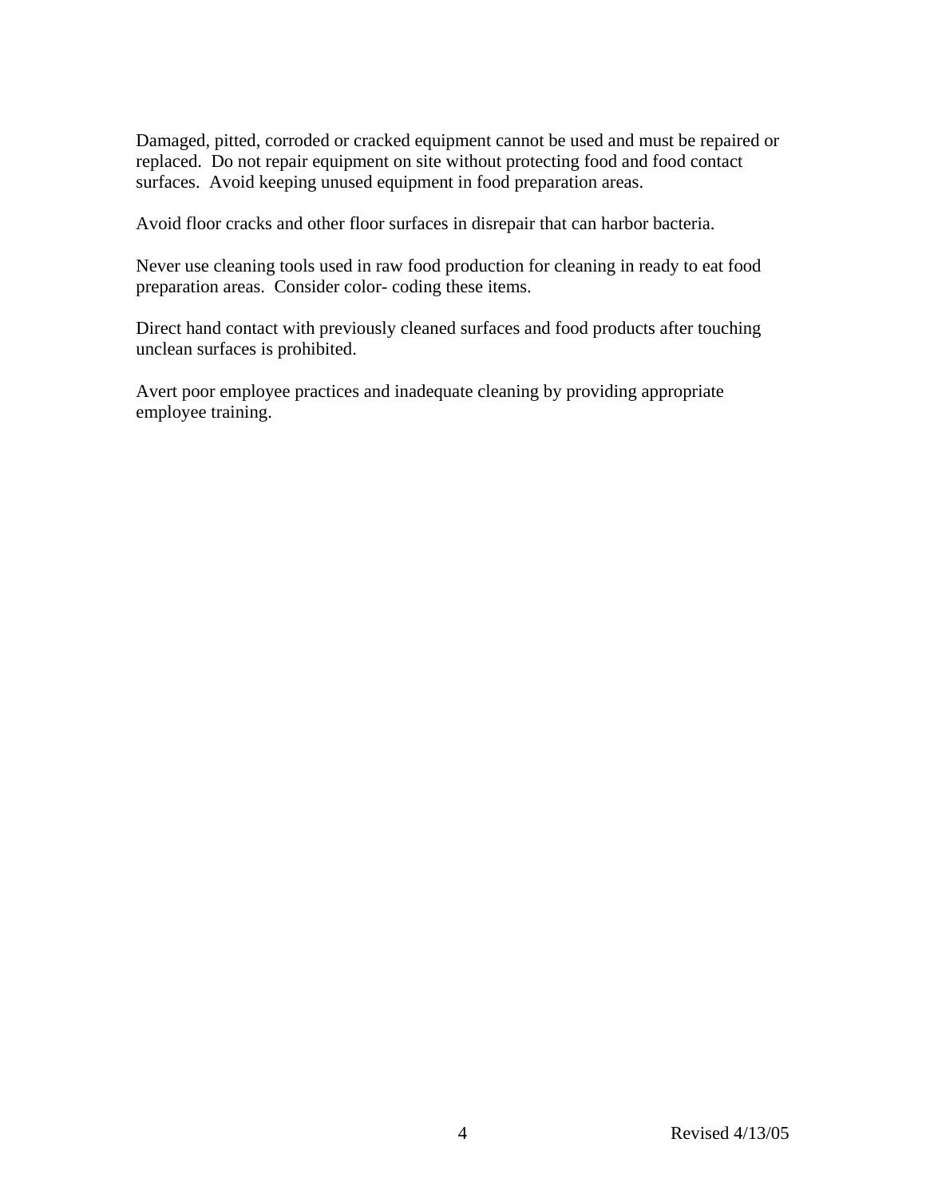Damaged, pitted, corroded or cracked equipment cannot be used and must be repaired or replaced.  Do not repair equipment on site without protecting food and food contact surfaces.  Avoid keeping unused equipment in food preparation areas.

Avoid floor cracks and other floor surfaces in disrepair that can harbor bacteria.

Never use cleaning tools used in raw food production for cleaning in ready to eat food preparation areas.  Consider color- coding these items.

Direct hand contact with previously cleaned surfaces and food products after touching unclean surfaces is prohibited.

Avert poor employee practices and inadequate cleaning by providing appropriate employee training.